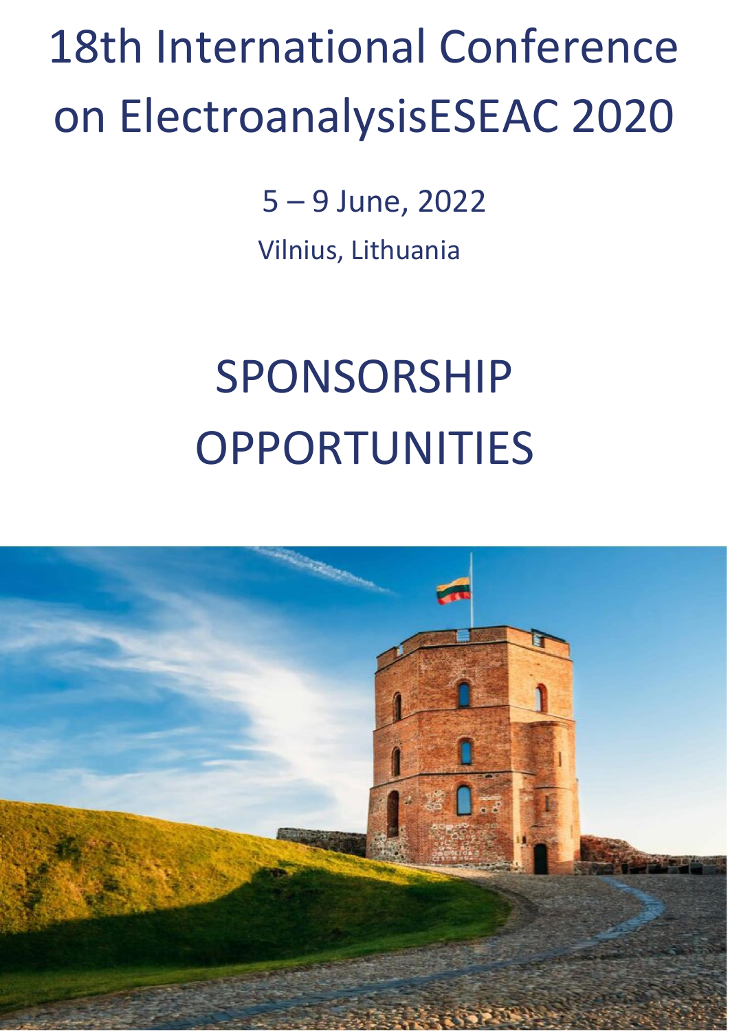# 18th International Conference on ElectroanalysisESEAC 2020

5 – 9 June, 2022

Vilnius, Lithuania

# SPONSORSHIP OPPORTUNITIES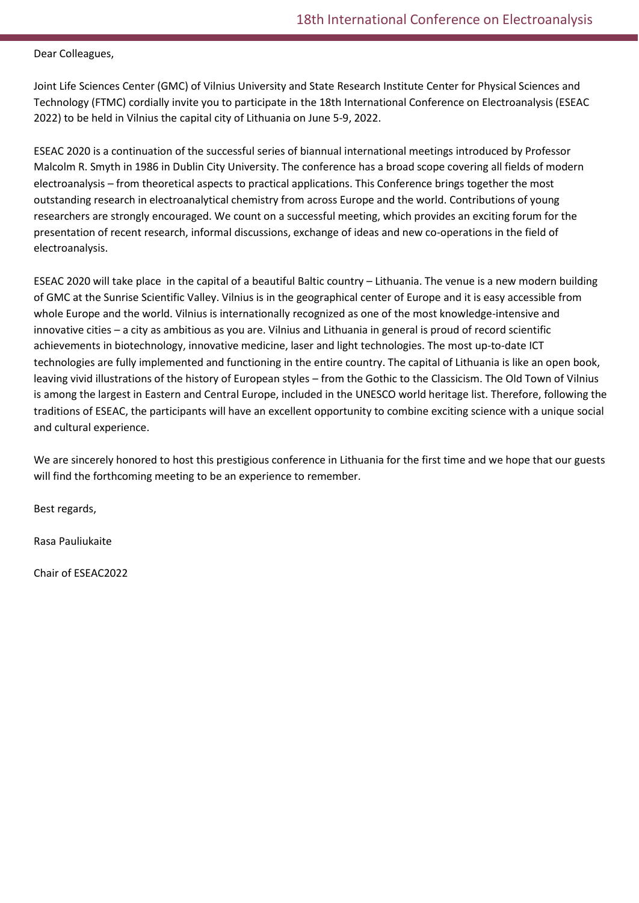Dear Colleagues,

Joint Life Sciences Center (GMC) of Vilnius University and State Research Institute Center for Physical Sciences and Technology (FTMC) cordially invite you to participate in the 18th International Conference on Electroanalysis (ESEAC 2022) to be held in Vilnius the capital city of Lithuania on June 5-9, 2022.

ESEAC 2020 is a continuation of the successful series of biannual international meetings introduced by Professor Malcolm R. Smyth in 1986 in Dublin City University. The conference has a broad scope covering all fields of modern electroanalysis – from theoretical aspects to practical applications. This Conference brings together the most outstanding research in electroanalytical chemistry from across Europe and the world. Contributions of young researchers are strongly encouraged. We count on a successful meeting, which provides an exciting forum for the presentation of recent research, informal discussions, exchange of ideas and new co-operations in the field of electroanalysis.

ESEAC 2020 will take place in the capital of a beautiful Baltic country – Lithuania. The venue is a new modern building of GMC at the Sunrise Scientific Valley. Vilnius is in the geographical center of Europe and it is easy accessible from whole Europe and the world. Vilnius is internationally recognized as one of the most knowledge-intensive and innovative cities – a city as ambitious as you are. Vilnius and Lithuania in general is proud of record scientific achievements in biotechnology, innovative medicine, laser and light technologies. The most up-to-date ICT technologies are fully implemented and functioning in the entire country. The capital of Lithuania is like an open book, leaving vivid illustrations of the history of European styles – from the Gothic to the Classicism. The Old Town of Vilnius is among the largest in Eastern and Central Europe, included in the UNESCO world heritage list. Therefore, following the traditions of ESEAC, the participants will have an excellent opportunity to combine exciting science with a unique social and cultural experience.

We are sincerely honored to host this prestigious conference in Lithuania for the first time and we hope that our guests will find the forthcoming meeting to be an experience to remember.

Best regards,

Rasa Pauliukaite

Chair of ESEAC2022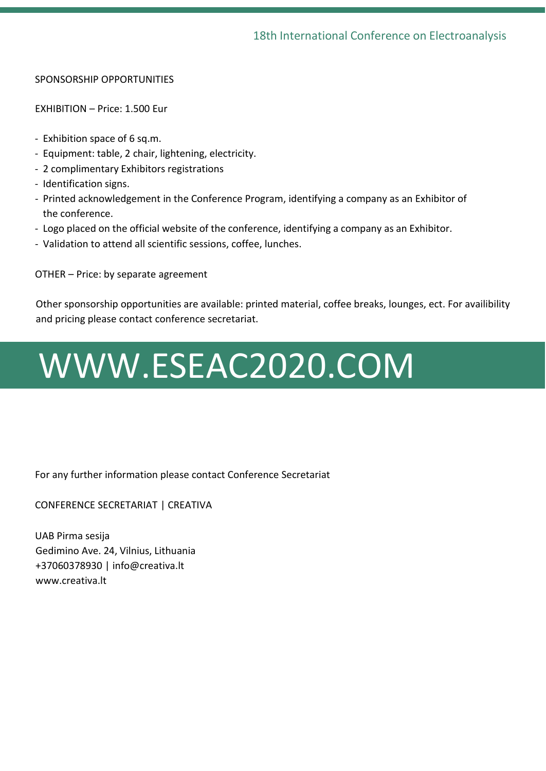## SPONSORSHIP OPPORTUNITIES

### EXHIBITION – Price: 1.500 Eur

- Exhibition space of 6 sq.m.
- Equipment: table, 2 chair, lightening, electricity.
- 2 complimentary Exhibitors registrations
- Identification signs.
- Printed acknowledgement in the Conference Program, identifying a company as an Exhibitor of the conference.
- Logo placed on the official website of the conference, identifying a company as an Exhibitor.
- Validation to attend all scientific sessions, coffee, lunches.

### OTHER – Price: by separate agreement

Other sponsorship opportunities are available: printed material, coffee breaks, lounges, ect. For availibility and pricing please contact conference secretariat.

# WWW.ESEAC2020.COM

For any further information please contact Conference Secretariat

CONFERENCE SECRETARIAT | CREATIVA

UAB Pirma sesija
Gedimino Ave. 24, Vilnius, Lithuania
+37060378930 | info@creativa.lt
www.creativa.lt